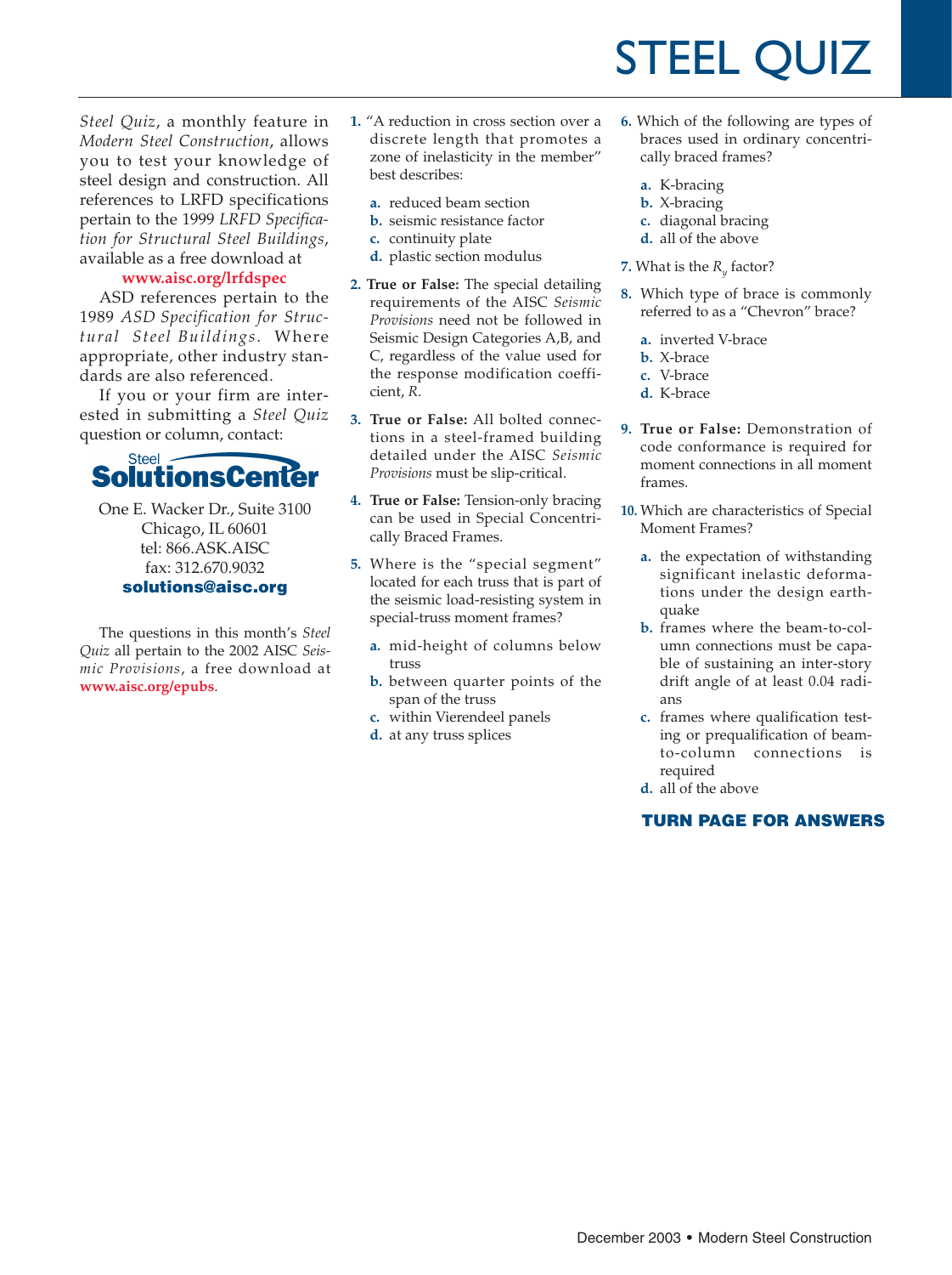# STEEL QUIZ

*Steel Quiz*, a monthly feature in *Modern Steel Construction*, allows you to test your knowledge of steel design and construction. All references to LRFD specifications pertain to the 1999 *LRFD Specification for Structural Steel Buildings*, available as a free download at

**www.aisc.org/lrfdspec**

ASD references pertain to the 1989 *ASD Specification for Structural Steel Buildings*. Where appropriate, other industry standards are also referenced.

If you or your firm are interested in submitting a *Steel Quiz* question or column, contact:

**Steel Solutions Center**

One E. Wacker Dr., Suite 3100
Chicago, IL 60601
tel: 866.ASK.AISC
fax: 312.670.9032
**solutions@aisc.org**

The questions in this month's *Steel Quiz* all pertain to the 2002 AISC *Seismic Provisions*, a free download at **www.aisc.org/epubs**.

**1.** "A reduction in cross section over a discrete length that promotes a zone of inelasticity in the member" best describes:

- **a.** reduced beam section
- **b.** seismic resistance factor
- **c.** continuity plate
- **d.** plastic section modulus

**2. True or False:** The special detailing requirements of the AISC *Seismic Provisions* need not be followed in Seismic Design Categories A,B, and C, regardless of the value used for the response modification coefficient, *R*.

**3. True or False:** All bolted connections in a steel-framed building detailed under the AISC *Seismic Provisions* must be slip-critical.

**4. True or False:** Tension-only bracing can be used in Special Concentrically Braced Frames.

**5.** Where is the "special segment" located for each truss that is part of the seismic load-resisting system in special-truss moment frames?

- **a.** mid-height of columns below truss
- **b.** between quarter points of the span of the truss
- **c.** within Vierendeel panels
- **d.** at any truss splices

**6.** Which of the following are types of braces used in ordinary concentrically braced frames?

- **a.** K-bracing
- **b.** X-bracing
- **c.** diagonal bracing
- **d.** all of the above

**7.** What is the $R_y$ factor?

**8.** Which type of brace is commonly referred to as a "Chevron" brace?

- **a.** inverted V-brace
- **b.** X-brace
- **c.** V-brace
- **d.** K-brace

**9. True or False:** Demonstration of code conformance is required for moment connections in all moment frames.

**10.** Which are characteristics of Special Moment Frames?

- **a.** the expectation of withstanding significant inelastic deformations under the design earthquake
- **b.** frames where the beam-to-column connections must be capable of sustaining an inter-story drift angle of at least 0.04 radians
- **c.** frames where qualification testing or prequalification of beam-to-column connections is required
- **d.** all of the above

**TURN PAGE FOR ANSWERS**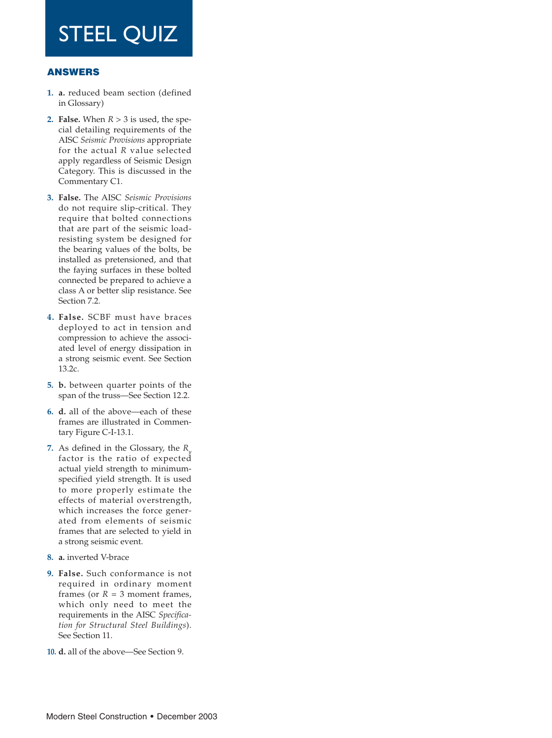# STEEL QUIZ

## ANSWERS

1. **a.** reduced beam section (defined in Glossary)

2. **False.** When $R > 3$ is used, the special detailing requirements of the AISC *Seismic Provisions* appropriate for the actual $R$ value selected apply regardless of Seismic Design Category. This is discussed in the Commentary C1.

3. **False.** The AISC *Seismic Provisions* do not require slip-critical. They require that bolted connections that are part of the seismic load-resisting system be designed for the bearing values of the bolts, be installed as pretensioned, and that the faying surfaces in these bolted connected be prepared to achieve a class A or better slip resistance. See Section 7.2.

4. **False.** SCBF must have braces deployed to act in tension and compression to achieve the associated level of energy dissipation in a strong seismic event. See Section 13.2c.

5. **b.** between quarter points of the span of the truss—See Section 12.2.

6. **d.** all of the above—each of these frames are illustrated in Commentary Figure C-I-13.1.

7. As defined in the Glossary, the $R_y$ factor is the ratio of expected actual yield strength to minimum-specified yield strength. It is used to more properly estimate the effects of material overstrength, which increases the force generated from elements of seismic frames that are selected to yield in a strong seismic event.

8. **a.** inverted V-brace

9. **False.** Such conformance is not required in ordinary moment frames (or $R = 3$ moment frames, which only need to meet the requirements in the AISC *Specification for Structural Steel Buildings*). See Section 11.

10. **d.** all of the above—See Section 9.